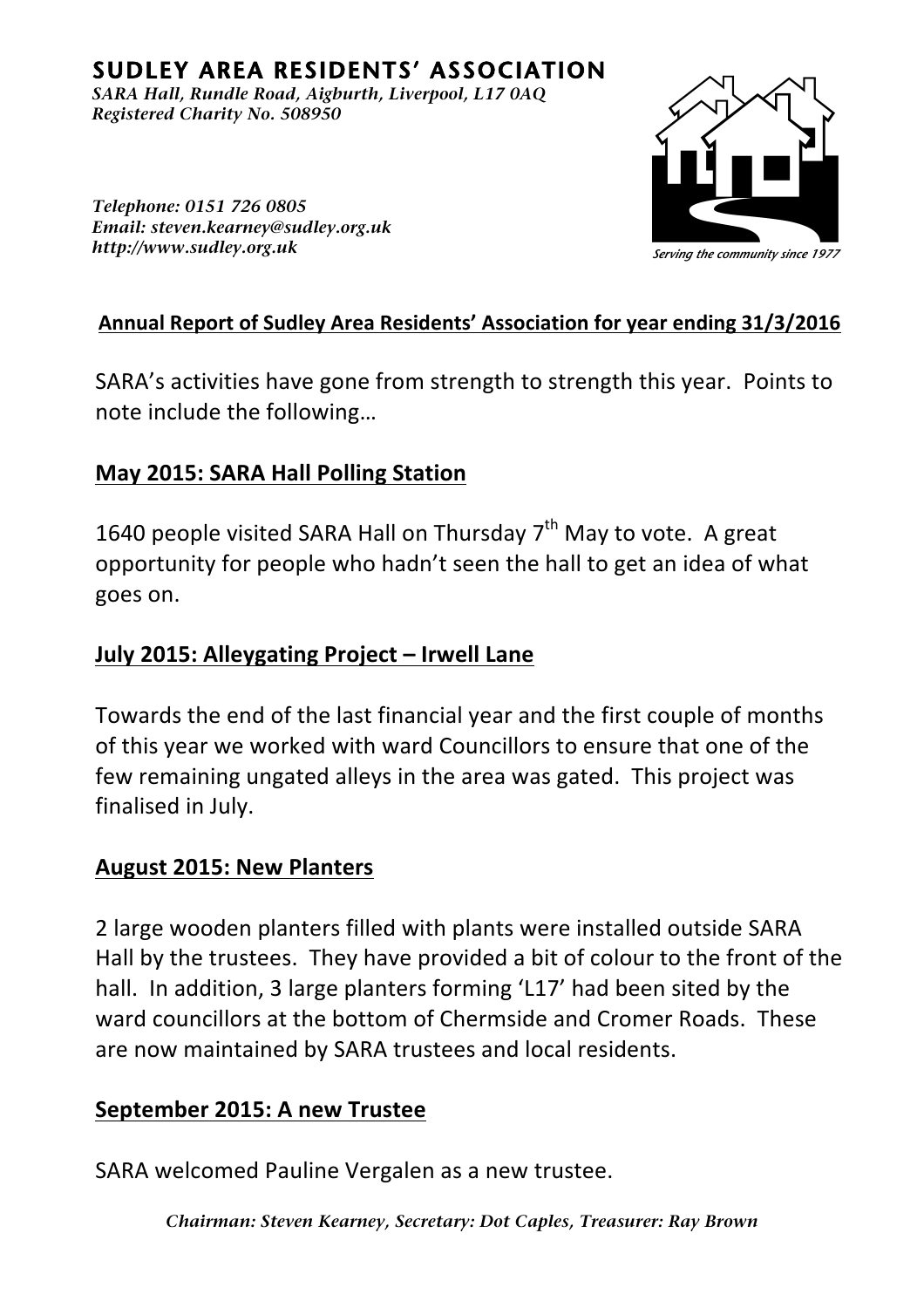# SUDLEY AREA RESIDENTS' ASSOCIATION

*SARA Hall, Rundle Road, Aigburth, Liverpool, L17 0AQ*
*Registered Charity No. 508950*

*Telephone: 0151 726 0805*
*Email: steven.kearney@sudley.org.uk*
*http://www.sudley.org.uk*

*Serving the community since 1977*

## Annual Report of Sudley Area Residents' Association for year ending 31/3/2016

SARA's activities have gone from strength to strength this year. Points to note include the following…

### May 2015: SARA Hall Polling Station

1640 people visited SARA Hall on Thursday 7th May to vote. A great opportunity for people who hadn't seen the hall to get an idea of what goes on.

### July 2015: Alleygating Project – Irwell Lane

Towards the end of the last financial year and the first couple of months of this year we worked with ward Councillors to ensure that one of the few remaining ungated alleys in the area was gated. This project was finalised in July.

### August 2015: New Planters

2 large wooden planters filled with plants were installed outside SARA Hall by the trustees. They have provided a bit of colour to the front of the hall. In addition, 3 large planters forming 'L17' had been sited by the ward councillors at the bottom of Chermside and Cromer Roads. These are now maintained by SARA trustees and local residents.

### September 2015: A new Trustee

SARA welcomed Pauline Vergalen as a new trustee.

*Chairman: Steven Kearney, Secretary: Dot Caples, Treasurer: Ray Brown*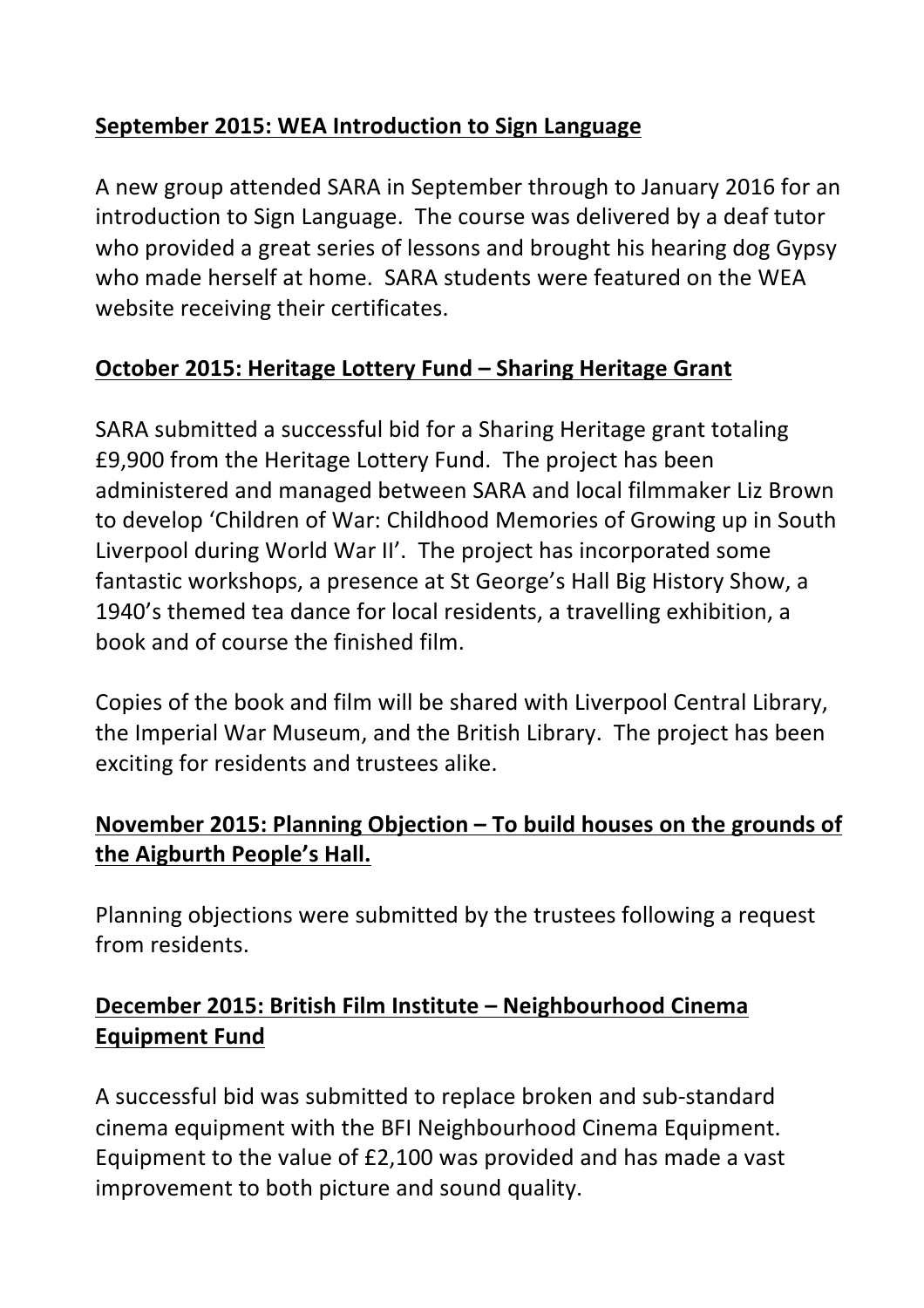**September 2015: WEA Introduction to Sign Language**

A new group attended SARA in September through to January 2016 for an introduction to Sign Language. The course was delivered by a deaf tutor who provided a great series of lessons and brought his hearing dog Gypsy who made herself at home. SARA students were featured on the WEA website receiving their certificates.

**October 2015: Heritage Lottery Fund – Sharing Heritage Grant**

SARA submitted a successful bid for a Sharing Heritage grant totaling £9,900 from the Heritage Lottery Fund. The project has been administered and managed between SARA and local filmmaker Liz Brown to develop 'Children of War: Childhood Memories of Growing up in South Liverpool during World War II'. The project has incorporated some fantastic workshops, a presence at St George's Hall Big History Show, a 1940's themed tea dance for local residents, a travelling exhibition, a book and of course the finished film.

Copies of the book and film will be shared with Liverpool Central Library, the Imperial War Museum, and the British Library. The project has been exciting for residents and trustees alike.

**November 2015: Planning Objection – To build houses on the grounds of the Aigburth People's Hall.**

Planning objections were submitted by the trustees following a request from residents.

**December 2015: British Film Institute – Neighbourhood Cinema Equipment Fund**

A successful bid was submitted to replace broken and sub-standard cinema equipment with the BFI Neighbourhood Cinema Equipment. Equipment to the value of £2,100 was provided and has made a vast improvement to both picture and sound quality.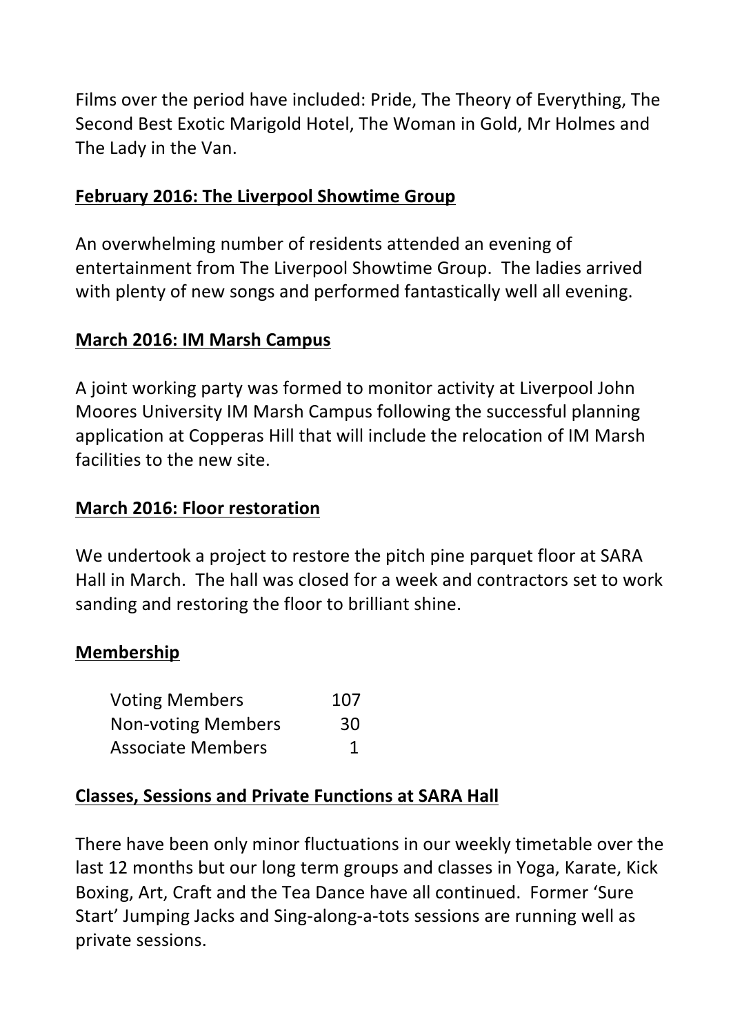Films over the period have included: Pride, The Theory of Everything, The Second Best Exotic Marigold Hotel, The Woman in Gold, Mr Holmes and The Lady in the Van.

**February 2016: The Liverpool Showtime Group**

An overwhelming number of residents attended an evening of entertainment from The Liverpool Showtime Group. The ladies arrived with plenty of new songs and performed fantastically well all evening.

**March 2016: IM Marsh Campus**

A joint working party was formed to monitor activity at Liverpool John Moores University IM Marsh Campus following the successful planning application at Copperas Hill that will include the relocation of IM Marsh facilities to the new site.

**March 2016: Floor restoration**

We undertook a project to restore the pitch pine parquet floor at SARA Hall in March. The hall was closed for a week and contractors set to work sanding and restoring the floor to brilliant shine.

**Membership**

| | |
|---|---|
| Voting Members | 107 |
| Non-voting Members | 30 |
| Associate Members | 1 |

**Classes, Sessions and Private Functions at SARA Hall**

There have been only minor fluctuations in our weekly timetable over the last 12 months but our long term groups and classes in Yoga, Karate, Kick Boxing, Art, Craft and the Tea Dance have all continued. Former 'Sure Start' Jumping Jacks and Sing-along-a-tots sessions are running well as private sessions.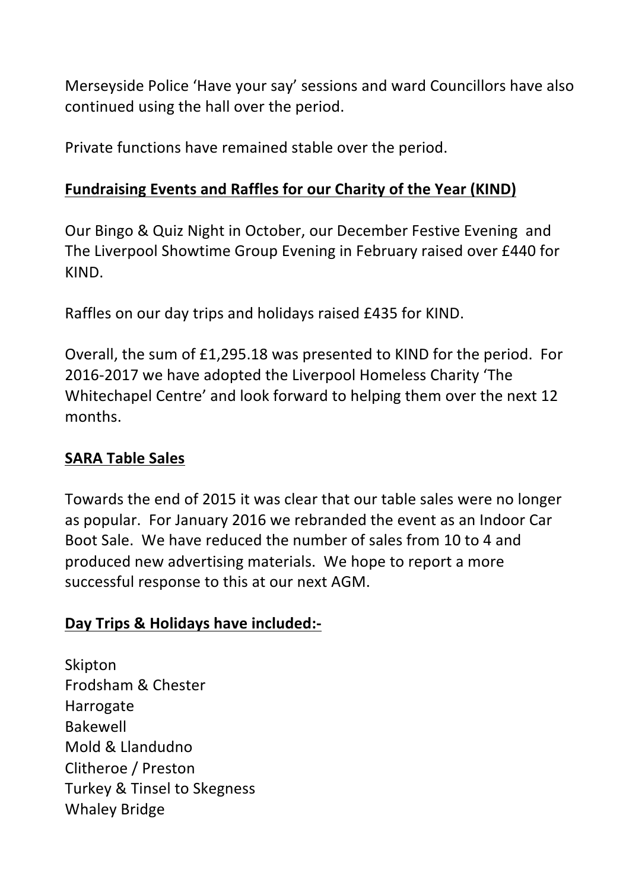Merseyside Police 'Have your say' sessions and ward Councillors have also continued using the hall over the period.

Private functions have remained stable over the period.

## **Fundraising Events and Raffles for our Charity of the Year (KIND)**

Our Bingo & Quiz Night in October, our December Festive Evening and The Liverpool Showtime Group Evening in February raised over £440 for KIND.

Raffles on our day trips and holidays raised £435 for KIND.

Overall, the sum of £1,295.18 was presented to KIND for the period. For 2016-2017 we have adopted the Liverpool Homeless Charity 'The Whitechapel Centre' and look forward to helping them over the next 12 months.

## **SARA Table Sales**

Towards the end of 2015 it was clear that our table sales were no longer as popular. For January 2016 we rebranded the event as an Indoor Car Boot Sale. We have reduced the number of sales from 10 to 4 and produced new advertising materials. We hope to report a more successful response to this at our next AGM.

## **Day Trips & Holidays have included:-**

Skipton
Frodsham & Chester
Harrogate
Bakewell
Mold & Llandudno
Clitheroe / Preston
Turkey & Tinsel to Skegness
Whaley Bridge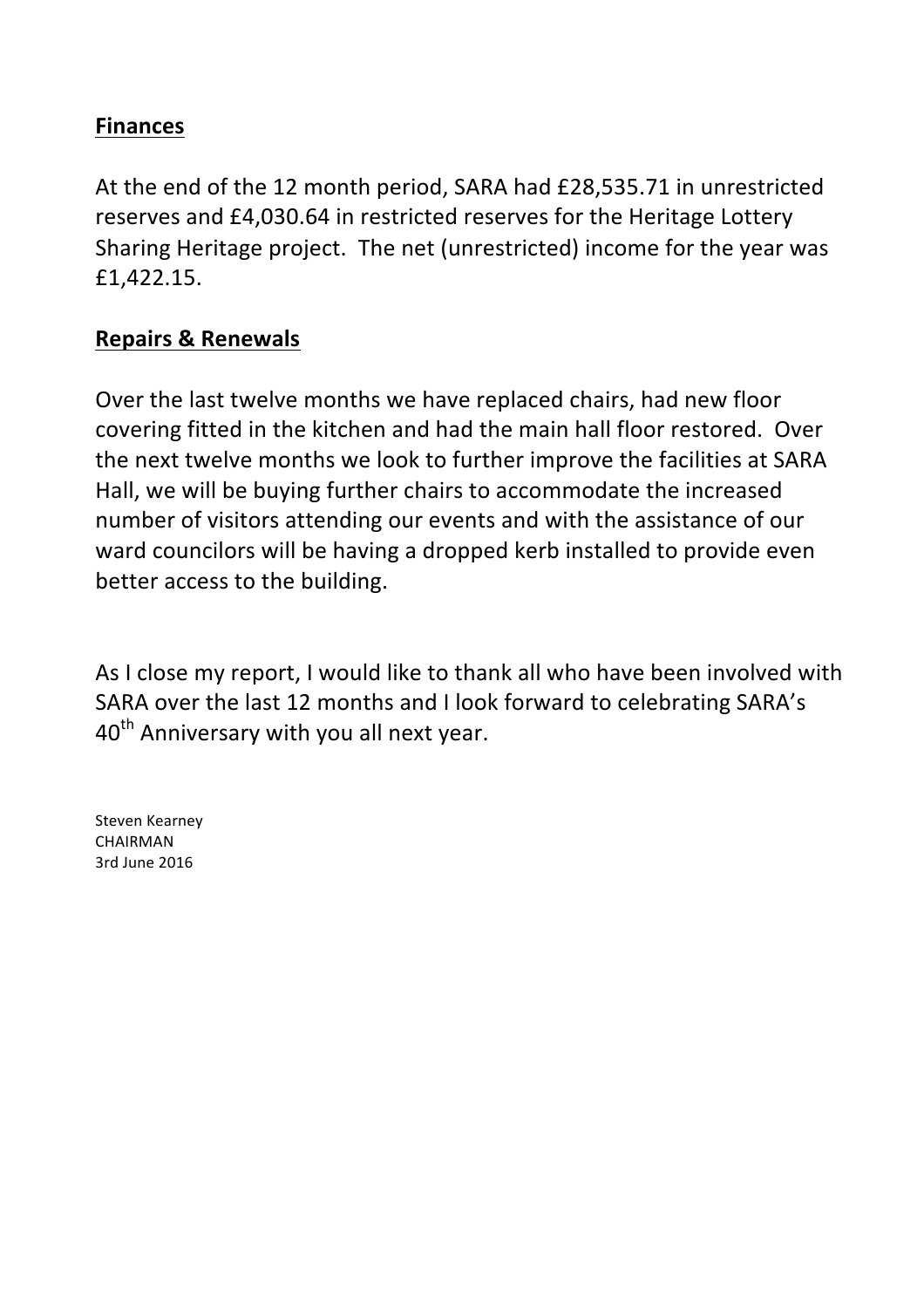## Finances

At the end of the 12 month period, SARA had £28,535.71 in unrestricted reserves and £4,030.64 in restricted reserves for the Heritage Lottery Sharing Heritage project. The net (unrestricted) income for the year was £1,422.15.

## Repairs & Renewals

Over the last twelve months we have replaced chairs, had new floor covering fitted in the kitchen and had the main hall floor restored. Over the next twelve months we look to further improve the facilities at SARA Hall, we will be buying further chairs to accommodate the increased number of visitors attending our events and with the assistance of our ward councilors will be having a dropped kerb installed to provide even better access to the building.

As I close my report, I would like to thank all who have been involved with SARA over the last 12 months and I look forward to celebrating SARA's 40th Anniversary with you all next year.

Steven Kearney
CHAIRMAN
3rd June 2016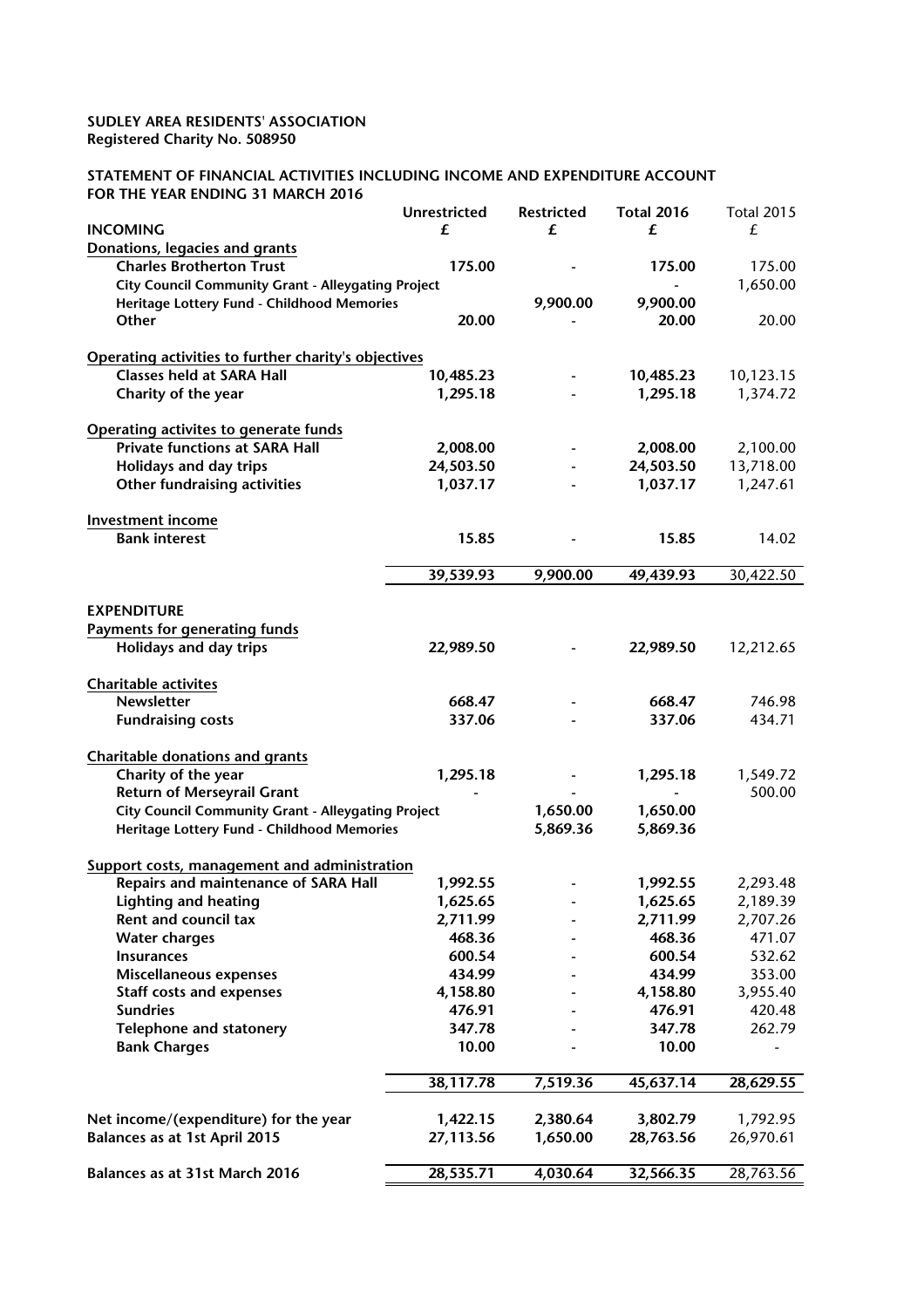**SUDLEY AREA RESIDENTS' ASSOCIATION**
**Registered Charity No. 508950**

**STATEMENT OF FINANCIAL ACTIVITIES INCLUDING INCOME AND EXPENDITURE ACCOUNT**
**FOR THE YEAR ENDING 31 MARCH 2016**

| | Unrestricted | Restricted | Total 2016 | Total 2015 |
|---|---|---|---|---|
| **INCOMING** | **£** | **£** | **£** | £ |
| **Donations, legacies and grants** | | | | |
| Charles Brotherton Trust | 175.00 | - | 175.00 | 175.00 |
| City Council Community Grant - Alleygating Project | | | - | 1,650.00 |
| Heritage Lottery Fund - Childhood Memories | | 9,900.00 | 9,900.00 | |
| Other | 20.00 | - | 20.00 | 20.00 |
| **Operating activities to further charity's objectives** | | | | |
| Classes held at SARA Hall | 10,485.23 | - | 10,485.23 | 10,123.15 |
| Charity of the year | 1,295.18 | - | 1,295.18 | 1,374.72 |
| **Operating activites to generate funds** | | | | |
| Private functions at SARA Hall | 2,008.00 | - | 2,008.00 | 2,100.00 |
| Holidays and day trips | 24,503.50 | - | 24,503.50 | 13,718.00 |
| Other fundraising activities | 1,037.17 | - | 1,037.17 | 1,247.61 |
| **Investment income** | | | | |
| Bank interest | 15.85 | - | 15.85 | 14.02 |
| | 39,539.93 | 9,900.00 | 49,439.93 | 30,422.50 |
| **EXPENDITURE** | | | | |
| **Payments for generating funds** | | | | |
| Holidays and day trips | 22,989.50 | - | 22,989.50 | 12,212.65 |
| **Charitable activites** | | | | |
| Newsletter | 668.47 | - | 668.47 | 746.98 |
| Fundraising costs | 337.06 | - | 337.06 | 434.71 |
| **Charitable donations and grants** | | | | |
| Charity of the year | 1,295.18 | - | 1,295.18 | 1,549.72 |
| Return of Merseyrail Grant | - | - | - | 500.00 |
| City Council Community Grant - Alleygating Project | | 1,650.00 | 1,650.00 | |
| Heritage Lottery Fund - Childhood Memories | | 5,869.36 | 5,869.36 | |
| **Support costs, management and administration** | | | | |
| Repairs and maintenance of SARA Hall | 1,992.55 | - | 1,992.55 | 2,293.48 |
| Lighting and heating | 1,625.65 | - | 1,625.65 | 2,189.39 |
| Rent and council tax | 2,711.99 | - | 2,711.99 | 2,707.26 |
| Water charges | 468.36 | - | 468.36 | 471.07 |
| Insurances | 600.54 | - | 600.54 | 532.62 |
| Miscellaneous expenses | 434.99 | - | 434.99 | 353.00 |
| Staff costs and expenses | 4,158.80 | - | 4,158.80 | 3,955.40 |
| Sundries | 476.91 | - | 476.91 | 420.48 |
| Telephone and statonery | 347.78 | - | 347.78 | 262.79 |
| Bank Charges | 10.00 | - | 10.00 | - |
| | 38,117.78 | 7,519.36 | 45,637.14 | 28,629.55 |
| Net income/(expenditure) for the year | 1,422.15 | 2,380.64 | 3,802.79 | 1,792.95 |
| Balances as at 1st April 2015 | 27,113.56 | 1,650.00 | 28,763.56 | 26,970.61 |
| **Balances as at 31st March 2016** | 28,535.71 | 4,030.64 | 32,566.35 | 28,763.56 |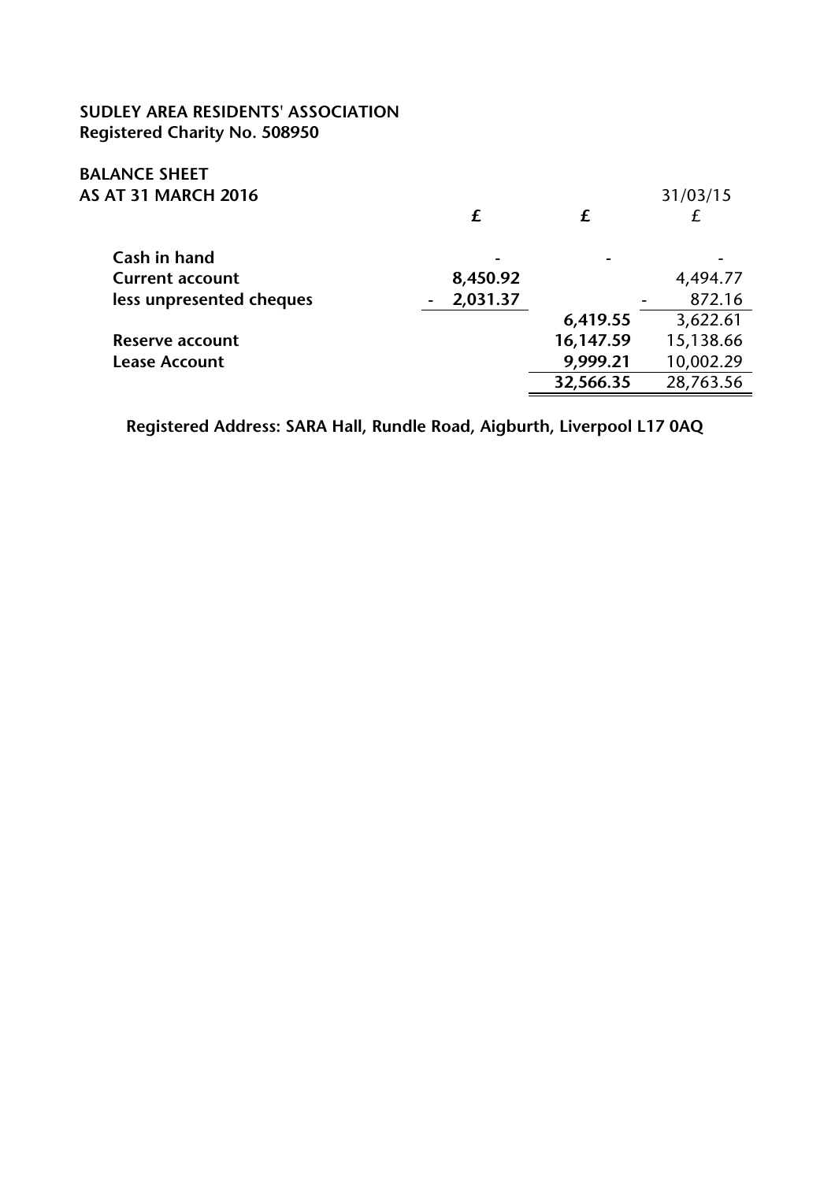**SUDLEY AREA RESIDENTS' ASSOCIATION**
**Registered Charity No. 508950**

**BALANCE SHEET**
**AS AT 31 MARCH 2016**

| | £ | £ | 31/03/15 £ |
|---|---|---|---|
| **Cash in hand** | **-** | **-** | - |
| **Current account** | **8,450.92** | | 4,494.77 |
| **less unpresented cheques** | **- 2,031.37** | | - 872.16 |
| | | **6,419.55** | 3,622.61 |
| **Reserve account** | | **16,147.59** | 15,138.66 |
| **Lease Account** | | **9,999.21** | 10,002.29 |
| | | **32,566.35** | 28,763.56 |

**Registered Address: SARA Hall, Rundle Road, Aigburth, Liverpool L17 0AQ**